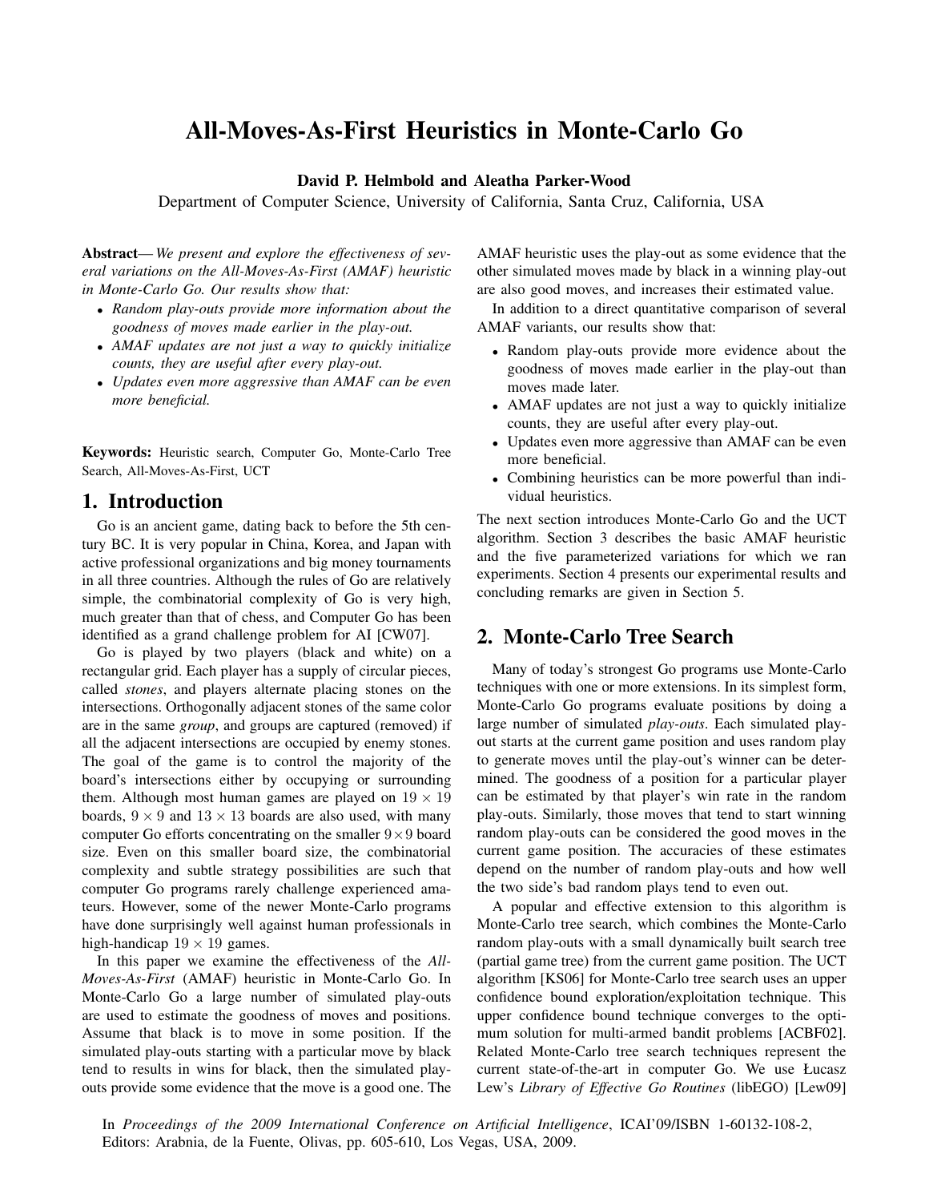# All-Moves-As-First Heuristics in Monte-Carlo Go

**David P. Helmbold and Aleatha Parker-Wood**

Department of Computer Science, University of California, Santa Cruz, California, USA

**Abstract**— *We present and explore the effectiveness of several variations on the All-Moves-As-First (AMAF) heuristic in Monte-Carlo Go. Our results show that:*

- *Random play-outs provide more information about the goodness of moves made earlier in the play-out.*
- *AMAF updates are not just a way to quickly initialize counts, they are useful after every play-out.*
- *Updates even more aggressive than AMAF can be even more beneficial.*

**Keywords:** Heuristic search, Computer Go, Monte-Carlo Tree Search, All-Moves-As-First, UCT

## 1. Introduction

Go is an ancient game, dating back to before the 5th century BC. It is very popular in China, Korea, and Japan with active professional organizations and big money tournaments in all three countries. Although the rules of Go are relatively simple, the combinatorial complexity of Go is very high, much greater than that of chess, and Computer Go has been identified as a grand challenge problem for AI [CW07].

Go is played by two players (black and white) on a rectangular grid. Each player has a supply of circular pieces, called *stones*, and players alternate placing stones on the intersections. Orthogonally adjacent stones of the same color are in the same *group*, and groups are captured (removed) if all the adjacent intersections are occupied by enemy stones. The goal of the game is to control the majority of the board's intersections either by occupying or surrounding them. Although most human games are played on $19 \times 19$ boards, $9 \times 9$ and $13 \times 13$ boards are also used, with many computer Go efforts concentrating on the smaller $9 \times 9$ board size. Even on this smaller board size, the combinatorial complexity and subtle strategy possibilities are such that computer Go programs rarely challenge experienced amateurs. However, some of the newer Monte-Carlo programs have done surprisingly well against human professionals in high-handicap $19 \times 19$ games.

In this paper we examine the effectiveness of the *All-Moves-As-First* (AMAF) heuristic in Monte-Carlo Go. In Monte-Carlo Go a large number of simulated play-outs are used to estimate the goodness of moves and positions. Assume that black is to move in some position. If the simulated play-outs starting with a particular move by black tend to results in wins for black, then the simulated play-outs provide some evidence that the move is a good one. The AMAF heuristic uses the play-out as some evidence that the other simulated moves made by black in a winning play-out are also good moves, and increases their estimated value.

In addition to a direct quantitative comparison of several AMAF variants, our results show that:

- Random play-outs provide more evidence about the goodness of moves made earlier in the play-out than moves made later.
- AMAF updates are not just a way to quickly initialize counts, they are useful after every play-out.
- Updates even more aggressive than AMAF can be even more beneficial.
- Combining heuristics can be more powerful than individual heuristics.

The next section introduces Monte-Carlo Go and the UCT algorithm. Section 3 describes the basic AMAF heuristic and the five parameterized variations for which we ran experiments. Section 4 presents our experimental results and concluding remarks are given in Section 5.

## 2. Monte-Carlo Tree Search

Many of today's strongest Go programs use Monte-Carlo techniques with one or more extensions. In its simplest form, Monte-Carlo Go programs evaluate positions by doing a large number of simulated *play-outs*. Each simulated play-out starts at the current game position and uses random play to generate moves until the play-out's winner can be determined. The goodness of a position for a particular player can be estimated by that player's win rate in the random play-outs. Similarly, those moves that tend to start winning random play-outs can be considered the good moves in the current game position. The accuracies of these estimates depend on the number of random play-outs and how well the two side's bad random plays tend to even out.

A popular and effective extension to this algorithm is Monte-Carlo tree search, which combines the Monte-Carlo random play-outs with a small dynamically built search tree (partial game tree) from the current game position. The UCT algorithm [KS06] for Monte-Carlo tree search uses an upper confidence bound exploration/exploitation technique. This upper confidence bound technique converges to the optimum solution for multi-armed bandit problems [ACBF02]. Related Monte-Carlo tree search techniques represent the current state-of-the-art in computer Go. We use Łucasz Lew's *Library of Effective Go Routines* (libEGO) [Lew09]

In *Proceedings of the 2009 International Conference on Artificial Intelligence*, ICAI'09/ISBN 1-60132-108-2, Editors: Arabnia, de la Fuente, Olivas, pp. 605-610, Los Vegas, USA, 2009.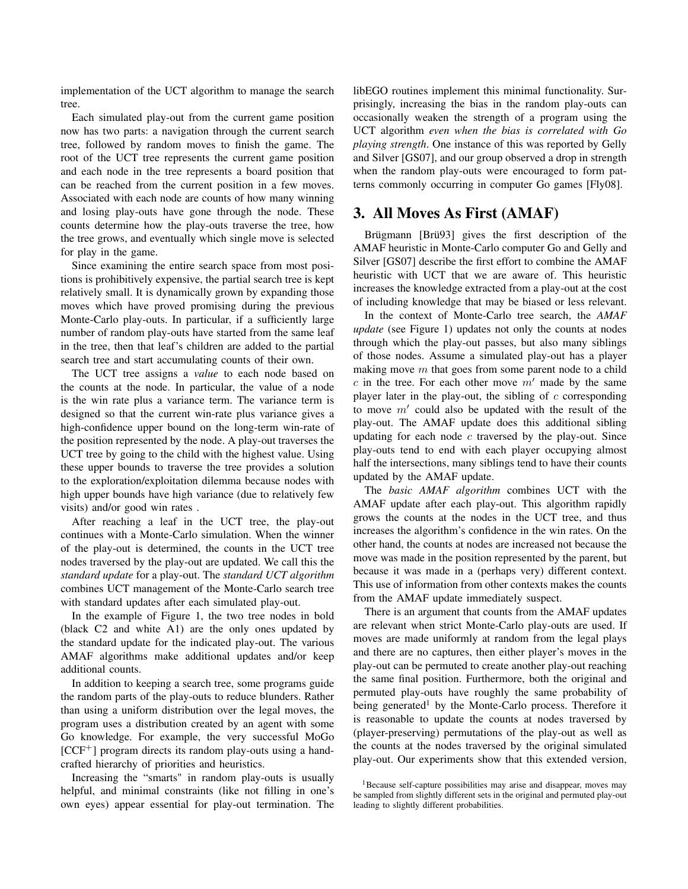implementation of the UCT algorithm to manage the search tree.

Each simulated play-out from the current game position now has two parts: a navigation through the current search tree, followed by random moves to finish the game. The root of the UCT tree represents the current game position and each node in the tree represents a board position that can be reached from the current position in a few moves. Associated with each node are counts of how many winning and losing play-outs have gone through the node. These counts determine how the play-outs traverse the tree, how the tree grows, and eventually which single move is selected for play in the game.

Since examining the entire search space from most positions is prohibitively expensive, the partial search tree is kept relatively small. It is dynamically grown by expanding those moves which have proved promising during the previous Monte-Carlo play-outs. In particular, if a sufficiently large number of random play-outs have started from the same leaf in the tree, then that leaf's children are added to the partial search tree and start accumulating counts of their own.

The UCT tree assigns a *value* to each node based on the counts at the node. In particular, the value of a node is the win rate plus a variance term. The variance term is designed so that the current win-rate plus variance gives a high-confidence upper bound on the long-term win-rate of the position represented by the node. A play-out traverses the UCT tree by going to the child with the highest value. Using these upper bounds to traverse the tree provides a solution to the exploration/exploitation dilemma because nodes with high upper bounds have high variance (due to relatively few visits) and/or good win rates .

After reaching a leaf in the UCT tree, the play-out continues with a Monte-Carlo simulation. When the winner of the play-out is determined, the counts in the UCT tree nodes traversed by the play-out are updated. We call this the *standard update* for a play-out. The *standard UCT algorithm* combines UCT management of the Monte-Carlo search tree with standard updates after each simulated play-out.

In the example of Figure 1, the two tree nodes in bold (black C2 and white A1) are the only ones updated by the standard update for the indicated play-out. The various AMAF algorithms make additional updates and/or keep additional counts.

In addition to keeping a search tree, some programs guide the random parts of the play-outs to reduce blunders. Rather than using a uniform distribution over the legal moves, the program uses a distribution created by an agent with some Go knowledge. For example, the very successful MoGo [CCF+] program directs its random play-outs using a hand-crafted hierarchy of priorities and heuristics.

Increasing the "smarts" in random play-outs is usually helpful, and minimal constraints (like not filling in one's own eyes) appear essential for play-out termination. The libEGO routines implement this minimal functionality. Surprisingly, increasing the bias in the random play-outs can occasionally weaken the strength of a program using the UCT algorithm *even when the bias is correlated with Go playing strength*. One instance of this was reported by Gelly and Silver [GS07], and our group observed a drop in strength when the random play-outs were encouraged to form patterns commonly occurring in computer Go games [Fly08].

## 3. All Moves As First (AMAF)

Brügmann [Brü93] gives the first description of the AMAF heuristic in Monte-Carlo computer Go and Gelly and Silver [GS07] describe the first effort to combine the AMAF heuristic with UCT that we are aware of. This heuristic increases the knowledge extracted from a play-out at the cost of including knowledge that may be biased or less relevant.

In the context of Monte-Carlo tree search, the *AMAF update* (see Figure 1) updates not only the counts at nodes through which the play-out passes, but also many siblings of those nodes. Assume a simulated play-out has a player making move $m$ that goes from some parent node to a child $c$ in the tree. For each other move $m'$ made by the same player later in the play-out, the sibling of $c$ corresponding to move $m'$ could also be updated with the result of the play-out. The AMAF update does this additional sibling updating for each node $c$ traversed by the play-out. Since play-outs tend to end with each player occupying almost half the intersections, many siblings tend to have their counts updated by the AMAF update.

The *basic AMAF algorithm* combines UCT with the AMAF update after each play-out. This algorithm rapidly grows the counts at the nodes in the UCT tree, and thus increases the algorithm's confidence in the win rates. On the other hand, the counts at nodes are increased not because the move was made in the position represented by the parent, but because it was made in a (perhaps very) different context. This use of information from other contexts makes the counts from the AMAF update immediately suspect.

There is an argument that counts from the AMAF updates are relevant when strict Monte-Carlo play-outs are used. If moves are made uniformly at random from the legal plays and there are no captures, then either player's moves in the play-out can be permuted to create another play-out reaching the same final position. Furthermore, both the original and permuted play-outs have roughly the same probability of being generated[1] by the Monte-Carlo process. Therefore it is reasonable to update the counts at nodes traversed by (player-preserving) permutations of the play-out as well as the counts at the nodes traversed by the original simulated play-out. Our experiments show that this extended version,

[1] Because self-capture possibilities may arise and disappear, moves may be sampled from slightly different sets in the original and permuted play-out leading to slightly different probabilities.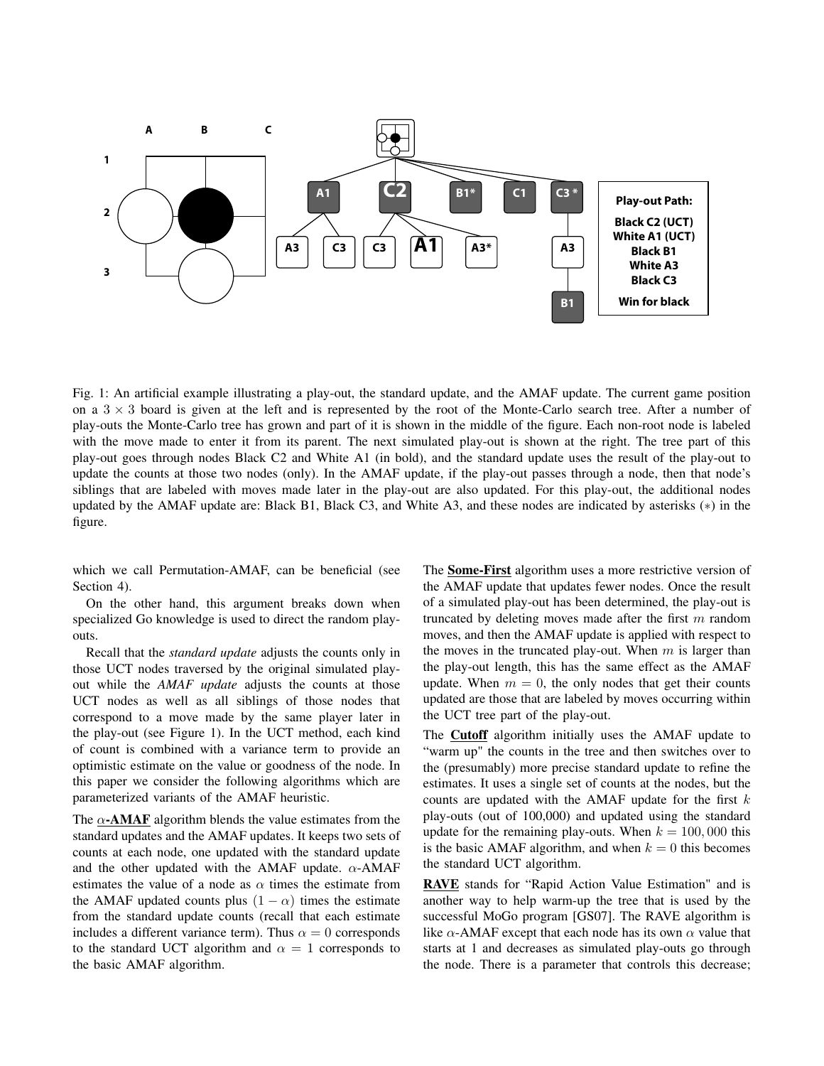Fig. 1: An artificial example illustrating a play-out, the standard update, and the AMAF update. The current game position on a $3 \times 3$ board is given at the left and is represented by the root of the Monte-Carlo search tree. After a number of play-outs the Monte-Carlo tree has grown and part of it is shown in the middle of the figure. Each non-root node is labeled with the move made to enter it from its parent. The next simulated play-out is shown at the right. The tree part of this play-out goes through nodes Black C2 and White A1 (in bold), and the standard update uses the result of the play-out to update the counts at those two nodes (only). In the AMAF update, if the play-out passes through a node, then that node's siblings that are labeled with moves made later in the play-out are also updated. For this play-out, the additional nodes updated by the AMAF update are: Black B1, Black C3, and White A3, and these nodes are indicated by asterisks ($*$) in the figure.

which we call Permutation-AMAF, can be beneficial (see Section 4).

On the other hand, this argument breaks down when specialized Go knowledge is used to direct the random play-outs.

Recall that the *standard update* adjusts the counts only in those UCT nodes traversed by the original simulated play-out while the *AMAF update* adjusts the counts at those UCT nodes as well as all siblings of those nodes that correspond to a move made by the same player later in the play-out (see Figure 1). In the UCT method, each kind of count is combined with a variance term to provide an optimistic estimate on the value or goodness of the node. In this paper we consider the following algorithms which are parameterized variants of the AMAF heuristic.

The **$\alpha$-AMAF** algorithm blends the value estimates from the standard updates and the AMAF updates. It keeps two sets of counts at each node, one updated with the standard update and the other updated with the AMAF update. $\alpha$-AMAF estimates the value of a node as $\alpha$ times the estimate from the AMAF updated counts plus $(1 - \alpha)$ times the estimate from the standard update counts (recall that each estimate includes a different variance term). Thus $\alpha = 0$ corresponds to the standard UCT algorithm and $\alpha = 1$ corresponds to the basic AMAF algorithm.

The **Some-First** algorithm uses a more restrictive version of the AMAF update that updates fewer nodes. Once the result of a simulated play-out has been determined, the play-out is truncated by deleting moves made after the first $m$ random moves, and then the AMAF update is applied with respect to the moves in the truncated play-out. When $m$ is larger than the play-out length, this has the same effect as the AMAF update. When $m = 0$, the only nodes that get their counts updated are those that are labeled by moves occurring within the UCT tree part of the play-out.

The **Cutoff** algorithm initially uses the AMAF update to "warm up" the counts in the tree and then switches over to the (presumably) more precise standard update to refine the estimates. It uses a single set of counts at the nodes, but the counts are updated with the AMAF update for the first $k$ play-outs (out of 100,000) and updated using the standard update for the remaining play-outs. When $k = 100,000$ this is the basic AMAF algorithm, and when $k = 0$ this becomes the standard UCT algorithm.

**RAVE** stands for "Rapid Action Value Estimation" and is another way to help warm-up the tree that is used by the successful MoGo program [GS07]. The RAVE algorithm is like $\alpha$-AMAF except that each node has its own $\alpha$ value that starts at 1 and decreases as simulated play-outs go through the node. There is a parameter that controls this decrease;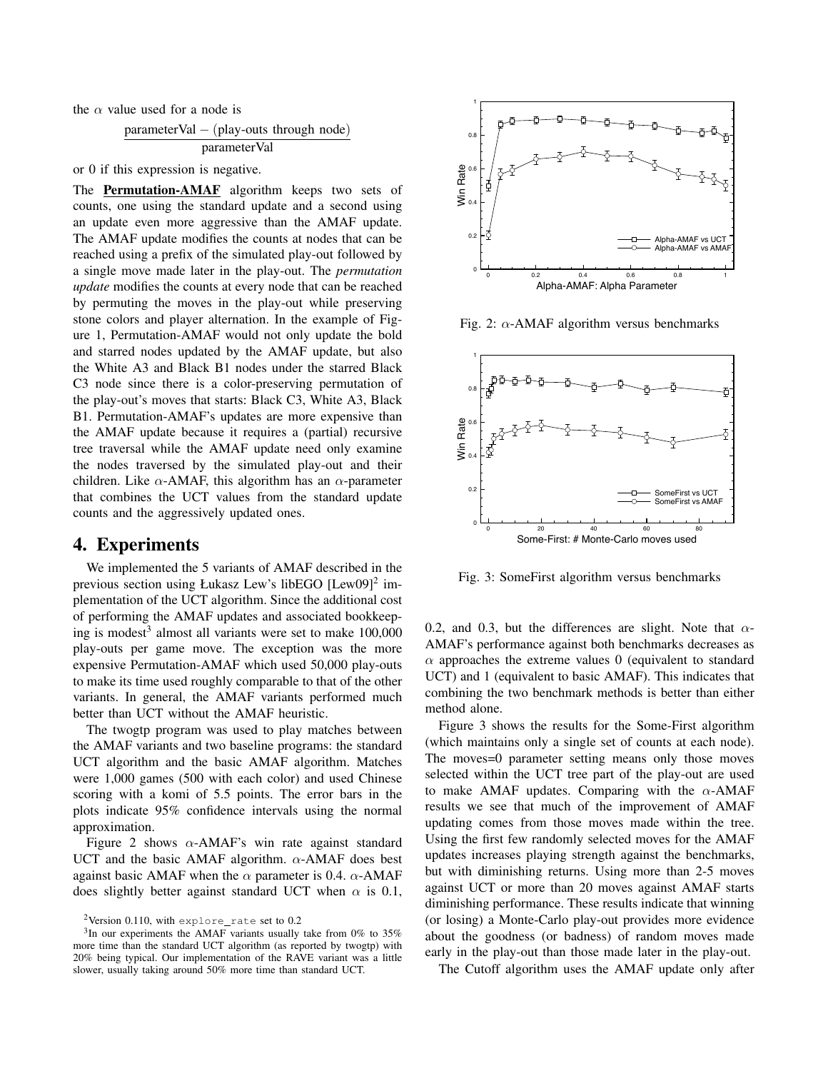the $\alpha$ value used for a node is

$$\frac{\text{parameterVal} - (\text{play-outs through node})}{\text{parameterVal}}$$

or 0 if this expression is negative.

The **Permutation-AMAF** algorithm keeps two sets of counts, one using the standard update and a second using an update even more aggressive than the AMAF update. The AMAF update modifies the counts at nodes that can be reached using a prefix of the simulated play-out followed by a single move made later in the play-out. The *permutation update* modifies the counts at every node that can be reached by permuting the moves in the play-out while preserving stone colors and player alternation. In the example of Figure 1, Permutation-AMAF would not only update the bold and starred nodes updated by the AMAF update, but also the White A3 and Black B1 nodes under the starred Black C3 node since there is a color-preserving permutation of the play-out's moves that starts: Black C3, White A3, Black B1. Permutation-AMAF's updates are more expensive than the AMAF update because it requires a (partial) recursive tree traversal while the AMAF update need only examine the nodes traversed by the simulated play-out and their children. Like $\alpha$-AMAF, this algorithm has an $\alpha$-parameter that combines the UCT values from the standard update counts and the aggressively updated ones.

## 4. Experiments

We implemented the 5 variants of AMAF described in the previous section using Łukasz Lew's libEGO [Lew09][2] implementation of the UCT algorithm. Since the additional cost of performing the AMAF updates and associated bookkeeping is modest[3] almost all variants were set to make 100,000 play-outs per game move. The exception was the more expensive Permutation-AMAF which used 50,000 play-outs to make its time used roughly comparable to that of the other variants. In general, the AMAF variants performed much better than UCT without the AMAF heuristic.

The twogtp program was used to play matches between the AMAF variants and two baseline programs: the standard UCT algorithm and the basic AMAF algorithm. Matches were 1,000 games (500 with each color) and used Chinese scoring with a komi of 5.5 points. The error bars in the plots indicate 95% confidence intervals using the normal approximation.

Figure 2 shows $\alpha$-AMAF's win rate against standard UCT and the basic AMAF algorithm. $\alpha$-AMAF does best against basic AMAF when the $\alpha$ parameter is 0.4. $\alpha$-AMAF does slightly better against standard UCT when $\alpha$ is 0.1, 0.2, and 0.3, but the differences are slight. Note that $\alpha$-AMAF's performance against both benchmarks decreases as $\alpha$ approaches the extreme values 0 (equivalent to standard UCT) and 1 (equivalent to basic AMAF). This indicates that combining the two benchmark methods is better than either method alone.

Fig. 2: $\alpha$-AMAF algorithm versus benchmarks

Fig. 3: SomeFirst algorithm versus benchmarks

Figure 3 shows the results for the Some-First algorithm (which maintains only a single set of counts at each node). The moves=0 parameter setting means only those moves selected within the UCT tree part of the play-out are used to make AMAF updates. Comparing with the $\alpha$-AMAF results we see that much of the improvement of AMAF updating comes from those moves made within the tree. Using the first few randomly selected moves for the AMAF updates increases playing strength against the benchmarks, but with diminishing returns. Using more than 2-5 moves against UCT or more than 20 moves against AMAF starts diminishing performance. These results indicate that winning (or losing) a Monte-Carlo play-out provides more evidence about the goodness (or badness) of random moves made early in the play-out than those made later in the play-out.

The Cutoff algorithm uses the AMAF update only after

[2] Version 0.110, with `explore_rate` set to 0.2

[3] In our experiments the AMAF variants usually take from 0% to 35% more time than the standard UCT algorithm (as reported by twogtp) with 20% being typical. Our implementation of the RAVE variant was a little slower, usually taking around 50% more time than standard UCT.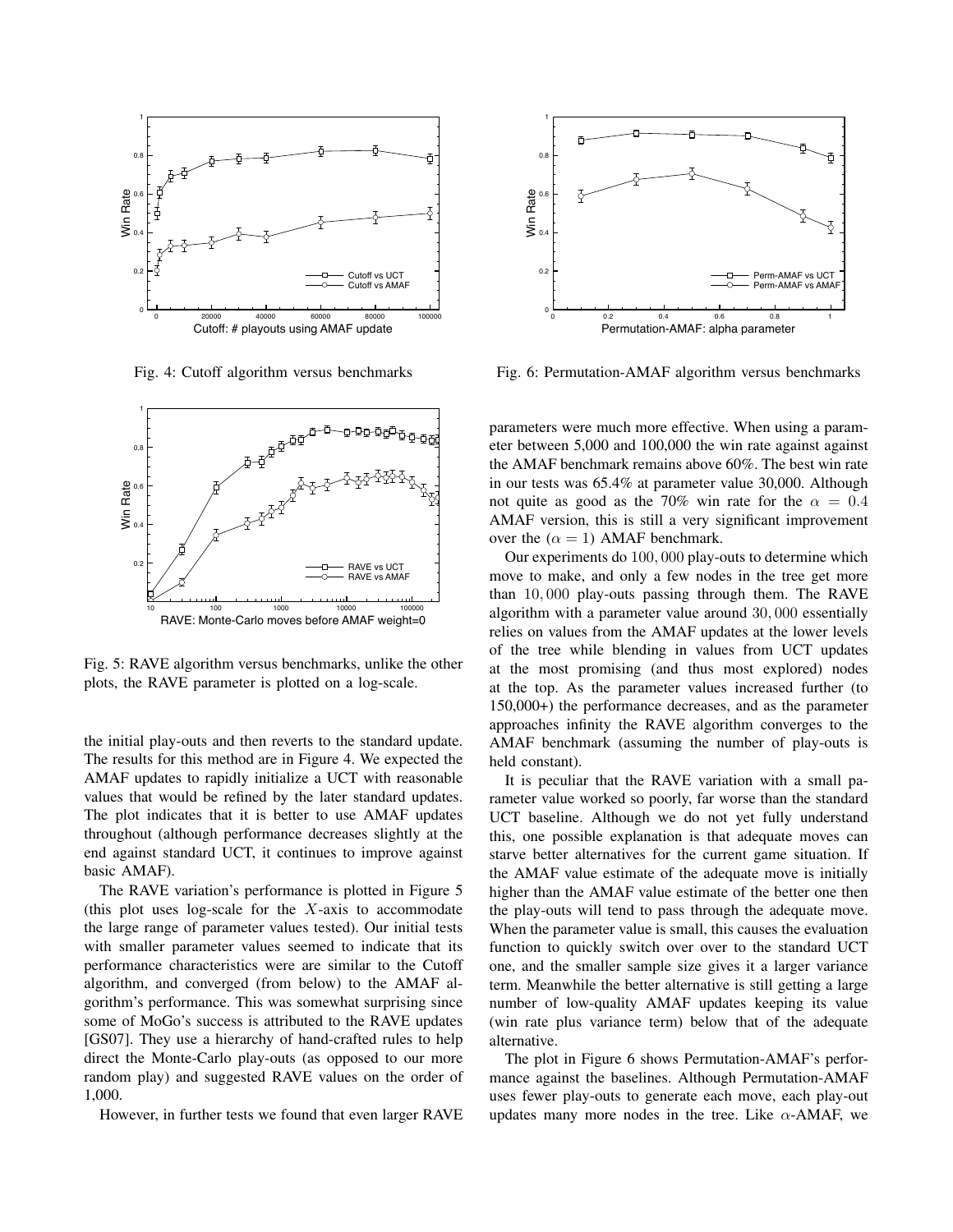Fig. 4: Cutoff algorithm versus benchmarks

Fig. 5: RAVE algorithm versus benchmarks, unlike the other plots, the RAVE parameter is plotted on a log-scale.

the initial play-outs and then reverts to the standard update. The results for this method are in Figure 4. We expected the AMAF updates to rapidly initialize a UCT with reasonable values that would be refined by the later standard updates. The plot indicates that it is better to use AMAF updates throughout (although performance decreases slightly at the end against standard UCT, it continues to improve against basic AMAF).

The RAVE variation's performance is plotted in Figure 5 (this plot uses log-scale for the $X$-axis to accommodate the large range of parameter values tested). Our initial tests with smaller parameter values seemed to indicate that its performance characteristics were are similar to the Cutoff algorithm, and converged (from below) to the AMAF algorithm's performance. This was somewhat surprising since some of MoGo's success is attributed to the RAVE updates [GS07]. They use a hierarchy of hand-crafted rules to help direct the Monte-Carlo play-outs (as opposed to our more random play) and suggested RAVE values on the order of 1,000.

However, in further tests we found that even larger RAVE parameters were much more effective. When using a parameter between 5,000 and 100,000 the win rate against against the AMAF benchmark remains above 60%. The best win rate in our tests was 65.4% at parameter value 30,000. Although not quite as good as the 70% win rate for the $\alpha = 0.4$ AMAF version, this is still a very significant improvement over the ($\alpha = 1$) AMAF benchmark.

Our experiments do $100,000$ play-outs to determine which move to make, and only a few nodes in the tree get more than $10,000$ play-outs passing through them. The RAVE algorithm with a parameter value around $30,000$ essentially relies on values from the AMAF updates at the lower levels of the tree while blending in values from UCT updates at the most promising (and thus most explored) nodes at the top. As the parameter values increased further (to 150,000+) the performance decreases, and as the parameter approaches infinity the RAVE algorithm converges to the AMAF benchmark (assuming the number of play-outs is held constant).

It is peculiar that the RAVE variation with a small parameter value worked so poorly, far worse than the standard UCT baseline. Although we do not yet fully understand this, one possible explanation is that adequate moves can starve better alternatives for the current game situation. If the AMAF value estimate of the adequate move is initially higher than the AMAF value estimate of the better one then the play-outs will tend to pass through the adequate move. When the parameter value is small, this causes the evaluation function to quickly switch over over to the standard UCT one, and the smaller sample size gives it a larger variance term. Meanwhile the better alternative is still getting a large number of low-quality AMAF updates keeping its value (win rate plus variance term) below that of the adequate alternative.

Fig. 6: Permutation-AMAF algorithm versus benchmarks

The plot in Figure 6 shows Permutation-AMAF's performance against the baselines. Although Permutation-AMAF uses fewer play-outs to generate each move, each play-out updates many more nodes in the tree. Like $\alpha$-AMAF, we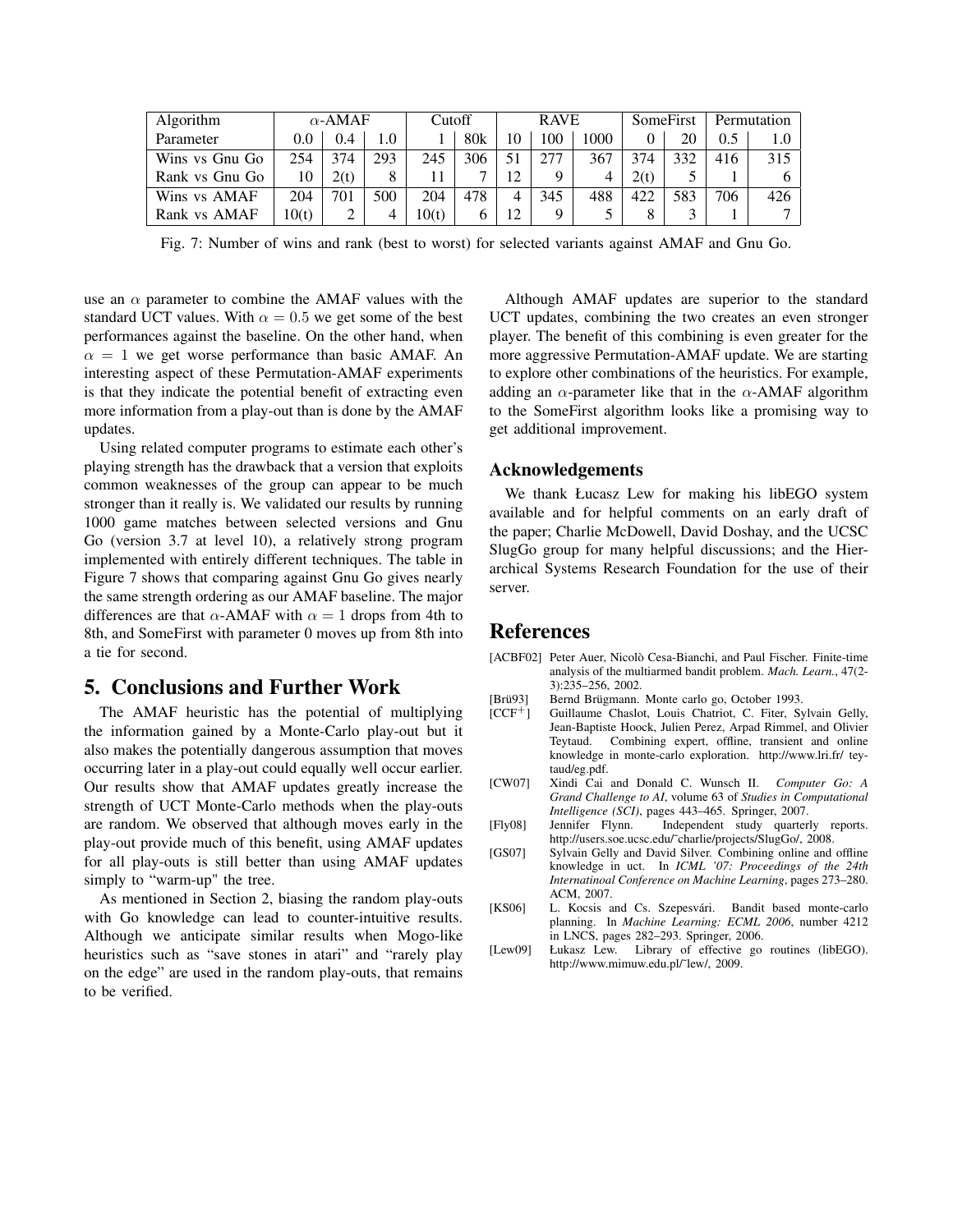| Algorithm | $\alpha$-AMAF | | | Cutoff | | RAVE | | | SomeFirst | | Permutation | |
|---|---|---|---|---|---|---|---|---|---|---|---|---|
| Parameter | 0.0 | 0.4 | 1.0 | 1 | 80k | 10 | 100 | 1000 | 0 | 20 | 0.5 | 1.0 |
| Wins vs Gnu Go | 254 | 374 | 293 | 245 | 306 | 51 | 277 | 367 | 374 | 332 | 416 | 315 |
| Rank vs Gnu Go | 10 | 2(t) | 8 | 11 | 7 | 12 | 9 | 4 | 2(t) | 5 | 1 | 6 |
| Wins vs AMAF | 204 | 701 | 500 | 204 | 478 | 4 | 345 | 488 | 422 | 583 | 706 | 426 |
| Rank vs AMAF | 10(t) | 2 | 4 | 10(t) | 6 | 12 | 9 | 5 | 8 | 3 | 1 | 7 |

Fig. 7: Number of wins and rank (best to worst) for selected variants against AMAF and Gnu Go.

use an $\alpha$ parameter to combine the AMAF values with the standard UCT values. With $\alpha = 0.5$ we get some of the best performances against the baseline. On the other hand, when $\alpha = 1$ we get worse performance than basic AMAF. An interesting aspect of these Permutation-AMAF experiments is that they indicate the potential benefit of extracting even more information from a play-out than is done by the AMAF updates.

Using related computer programs to estimate each other's playing strength has the drawback that a version that exploits common weaknesses of the group can appear to be much stronger than it really is. We validated our results by running 1000 game matches between selected versions and Gnu Go (version 3.7 at level 10), a relatively strong program implemented with entirely different techniques. The table in Figure 7 shows that comparing against Gnu Go gives nearly the same strength ordering as our AMAF baseline. The major differences are that $\alpha$-AMAF with $\alpha = 1$ drops from 4th to 8th, and SomeFirst with parameter 0 moves up from 8th into a tie for second.

## 5. Conclusions and Further Work

The AMAF heuristic has the potential of multiplying the information gained by a Monte-Carlo play-out but it also makes the potentially dangerous assumption that moves occurring later in a play-out could equally well occur earlier. Our results show that AMAF updates greatly increase the strength of UCT Monte-Carlo methods when the play-outs are random. We observed that although moves early in the play-out provide much of this benefit, using AMAF updates for all play-outs is still better than using AMAF updates simply to "warm-up" the tree.

As mentioned in Section 2, biasing the random play-outs with Go knowledge can lead to counter-intuitive results. Although we anticipate similar results when Mogo-like heuristics such as "save stones in atari" and "rarely play on the edge" are used in the random play-outs, that remains to be verified.

Although AMAF updates are superior to the standard UCT updates, combining the two creates an even stronger player. The benefit of this combining is even greater for the more aggressive Permutation-AMAF update. We are starting to explore other combinations of the heuristics. For example, adding an $\alpha$-parameter like that in the $\alpha$-AMAF algorithm to the SomeFirst algorithm looks like a promising way to get additional improvement.

### Acknowledgements

We thank Łucasz Lew for making his libEGO system available and for helpful comments on an early draft of the paper; Charlie McDowell, David Doshay, and the UCSC SlugGo group for many helpful discussions; and the Hierarchical Systems Research Foundation for the use of their server.

## References

[ACBF02] Peter Auer, Nicolò Cesa-Bianchi, and Paul Fischer. Finite-time analysis of the multiarmed bandit problem. *Mach. Learn.*, 47(2-3):235–256, 2002.

[Brü93] Bernd Brügmann. Monte carlo go, October 1993.

[CCF$^+$] Guillaume Chaslot, Louis Chatriot, C. Fiter, Sylvain Gelly, Jean-Baptiste Hoock, Julien Perez, Arpad Rimmel, and Olivier Teytaud. Combining expert, offline, transient and online knowledge in monte-carlo exploration. http://www.lri.fr/ teytaud/eg.pdf.

[CW07] Xindi Cai and Donald C. Wunsch II. *Computer Go: A Grand Challenge to AI*, volume 63 of *Studies in Computational Intelligence (SCI)*, pages 443–465. Springer, 2007.

[Fly08] Jennifer Flynn. Independent study quarterly reports. http://users.soe.ucsc.edu/˜charlie/projects/SlugGo/, 2008.

[GS07] Sylvain Gelly and David Silver. Combining online and offline knowledge in uct. In *ICML '07: Proceedings of the 24th Internatinoal Conference on Machine Learning*, pages 273–280. ACM, 2007.

[KS06] L. Kocsis and Cs. Szepesvári. Bandit based monte-carlo planning. In *Machine Learning: ECML 2006*, number 4212 in LNCS, pages 282–293. Springer, 2006.

[Lew09] Łukasz Lew. Library of effective go routines (libEGO). http://www.mimuw.edu.pl/˜lew/, 2009.